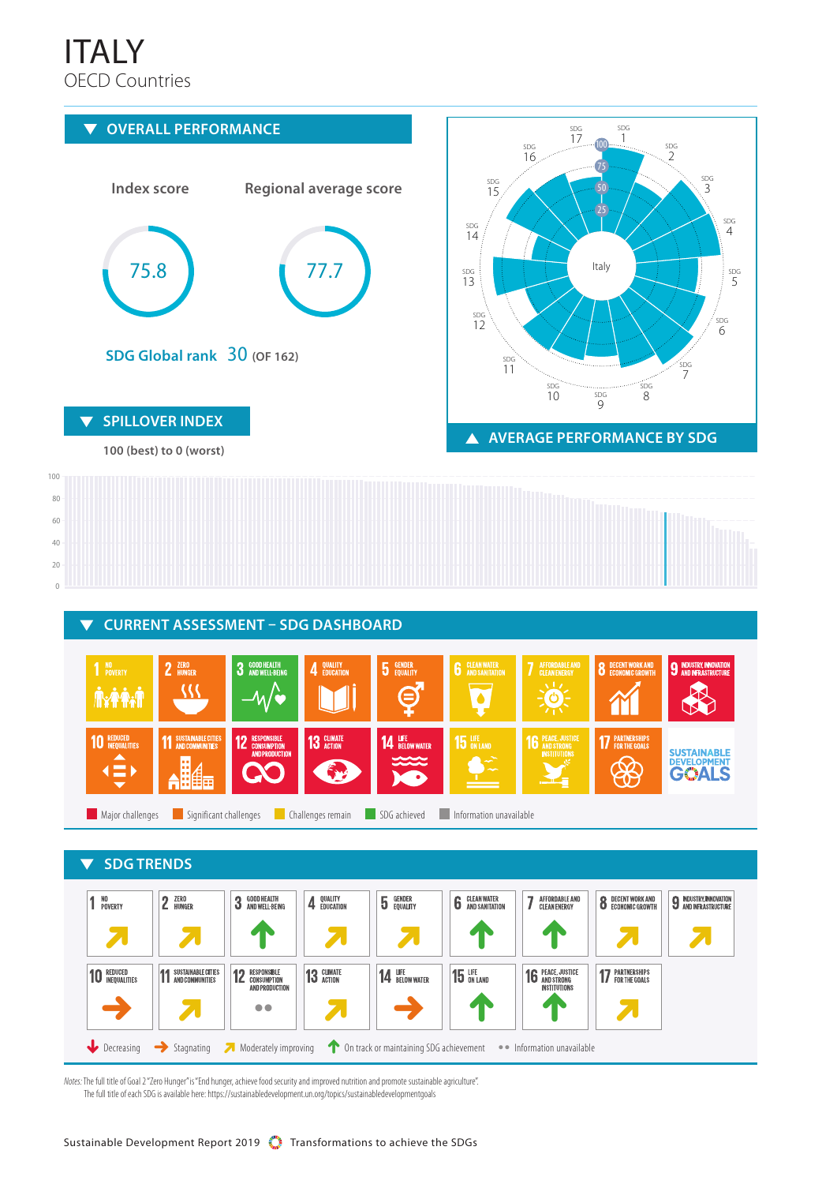# ITALY

OECD Countries

## OVERALL PERFORMANCE

| Index score | Regional average score |
|---|---|
| 75.8 | 77.7 |

**SDG Global rank** 30 (OF 162)

## AVERAGE PERFORMANCE BY SDG

## SPILLOVER INDEX

100 (best) to 0 (worst)

## CURRENT ASSESSMENT – SDG DASHBOARD

1 NO POVERTY · 2 ZERO HUNGER · 3 GOOD HEALTH AND WELL-BEING · 4 QUALITY EDUCATION · 5 GENDER EQUALITY · 6 CLEAN WATER AND SANITATION · 7 AFFORDABLE AND CLEAN ENERGY · 8 DECENT WORK AND ECONOMIC GROWTH · 9 INDUSTRY, INNOVATION AND INFRASTRUCTURE · 10 REDUCED INEQUALITIES · 11 SUSTAINABLE CITIES AND COMMUNITIES · 12 RESPONSIBLE CONSUMPTION AND PRODUCTION · 13 CLIMATE ACTION · 14 LIFE BELOW WATER · 15 LIFE ON LAND · 16 PEACE, JUSTICE AND STRONG INSTITUTIONS · 17 PARTNERSHIPS FOR THE GOALS

Major challenges · Significant challenges · Challenges remain · SDG achieved · Information unavailable

## SDG TRENDS

| SDG | Trend |
|---|---|
| 1 No Poverty | Moderately improving |
| 2 Zero Hunger | Moderately improving |
| 3 Good Health and Well-Being | On track or maintaining SDG achievement |
| 4 Quality Education | Moderately improving |
| 5 Gender Equality | Moderately improving |
| 6 Clean Water and Sanitation | On track or maintaining SDG achievement |
| 7 Affordable and Clean Energy | On track or maintaining SDG achievement |
| 8 Decent Work and Economic Growth | Moderately improving |
| 9 Industry, Innovation and Infrastructure | Moderately improving |
| 10 Reduced Inequalities | Stagnating |
| 11 Sustainable Cities and Communities | Moderately improving |
| 12 Responsible Consumption and Production | Information unavailable |
| 13 Climate Action | Moderately improving |
| 14 Life Below Water | Stagnating |
| 15 Life on Land | On track or maintaining SDG achievement |
| 16 Peace, Justice and Strong Institutions | On track or maintaining SDG achievement |
| 17 Partnerships for the Goals | Moderately improving |

Decreasing · Stagnating · Moderately improving · On track or maintaining SDG achievement · Information unavailable

*Notes:* The full title of Goal 2 "Zero Hunger" is "End hunger, achieve food security and improved nutrition and promote sustainable agriculture".
The full title of each SDG is available here: https://sustainabledevelopment.un.org/topics/sustainabledevelopmentgoals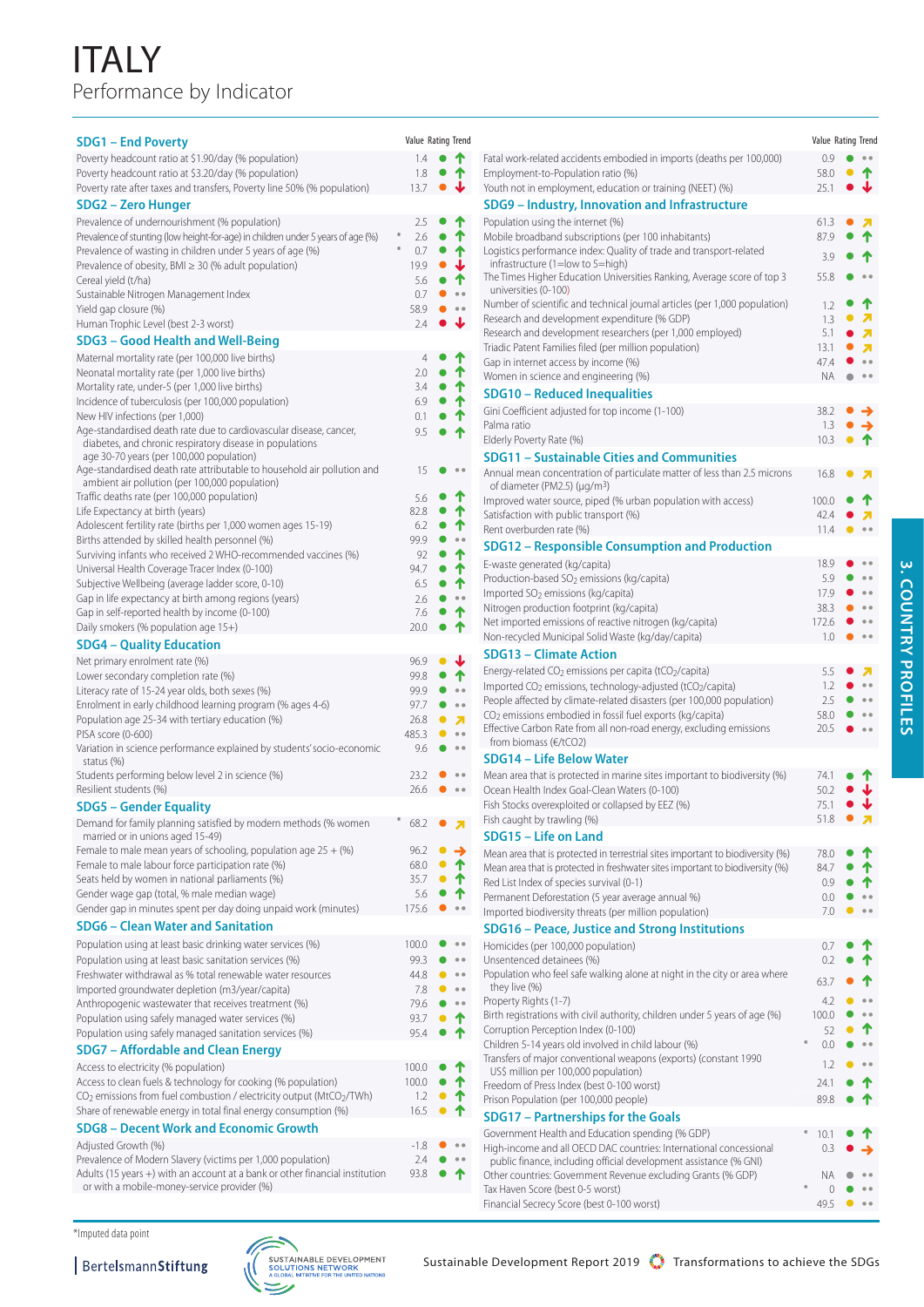# ITALY

## Performance by Indicator

### SDG1 – End Poverty

| | Value | Rating | Trend |
|---|---|---|---|
| Poverty headcount ratio at $1.90/day (% population) | 1.4 | green | ↑ |
| Poverty headcount ratio at $3.20/day (% population) | 1.8 | green | ↑ |
| Poverty rate after taxes and transfers, Poverty line 50% (% population) | 13.7 | orange | ↓ |

### SDG2 – Zero Hunger

| | Value | Rating | Trend |
|---|---|---|---|
| Prevalence of undernourishment (% population) | 2.5 | green | ↑ |
| Prevalence of stunting (low height-for-age) in children under 5 years of age (%) | * 2.6 | green | ↑ |
| Prevalence of wasting in children under 5 years of age (%) | * 0.7 | green | ↑ |
| Prevalence of obesity, BMI ≥ 30 (% adult population) | 19.9 | orange | ↓ |
| Cereal yield (t/ha) | 5.6 | green | ↑ |
| Sustainable Nitrogen Management Index | 0.7 | orange | •• |
| Yield gap closure (%) | 58.9 | orange | •• |
| Human Trophic Level (best 2-3 worst) | 2.4 | red | ↓ |

### SDG3 – Good Health and Well-Being

| | Value | Rating | Trend |
|---|---|---|---|
| Maternal mortality rate (per 100,000 live births) | 4 | green | ↑ |
| Neonatal mortality rate (per 1,000 live births) | 2.0 | green | ↑ |
| Mortality rate, under-5 (per 1,000 live births) | 3.4 | green | ↑ |
| Incidence of tuberculosis (per 100,000 population) | 6.9 | green | ↑ |
| New HIV infections (per 1,000) | 0.1 | green | ↑ |
| Age-standardised death rate due to cardiovascular disease, cancer, diabetes, and chronic respiratory disease in populations age 30-70 years (per 100,000 population) | 9.5 | green | ↑ |
| Age-standardised death rate attributable to household air pollution and ambient air pollution (per 100,000 population) | 15 | green | •• |
| Traffic deaths rate (per 100,000 population) | 5.6 | green | ↑ |
| Life Expectancy at birth (years) | 82.8 | green | ↑ |
| Adolescent fertility rate (births per 1,000 women ages 15-19) | 6.2 | green | ↑ |
| Births attended by skilled health personnel (%) | 99.9 | green | •• |
| Surviving infants who received 2 WHO-recommended vaccines (%) | 92 | green | ↑ |
| Universal Health Coverage Tracer Index (0-100) | 94.7 | green | ↑ |
| Subjective Wellbeing (average ladder score, 0-10) | 6.5 | green | ↑ |
| Gap in life expectancy at birth among regions (years) | 2.6 | green | •• |
| Gap in self-reported health by income (0-100) | 7.6 | green | ↑ |
| Daily smokers (% population age 15+) | 20.0 | green | ↑ |

### SDG4 – Quality Education

| | Value | Rating | Trend |
|---|---|---|---|
| Net primary enrolment rate (%) | 96.9 | yellow | ↓ |
| Lower secondary completion rate (%) | 99.8 | green | ↑ |
| Literacy rate of 15-24 year olds, both sexes (%) | 99.9 | green | •• |
| Enrolment in early childhood learning program (% ages 4-6) | 97.7 | green | •• |
| Population age 25-34 with tertiary education (%) | 26.8 | orange | ↗ |
| PISA score (0-600) | 485.3 | yellow | •• |
| Variation in science performance explained by students' socio-economic status (%) | 9.6 | green | •• |
| Students performing below level 2 in science (%) | 23.2 | orange | •• |
| Resilient students (%) | 26.6 | orange | •• |

### SDG5 – Gender Equality

| | Value | Rating | Trend |
|---|---|---|---|
| Demand for family planning satisfied by modern methods (% women married or in unions aged 15-49) | * 68.2 | orange | ↗ |
| Female to male mean years of schooling, population age 25 + (%) | 96.2 | yellow | → |
| Female to male labour force participation rate (%) | 68.0 | yellow | ↑ |
| Seats held by women in national parliaments (%) | 35.7 | yellow | ↑ |
| Gender wage gap (total, % male median wage) | 5.6 | green | ↑ |
| Gender gap in minutes spent per day doing unpaid work (minutes) | 175.6 | orange | •• |

### SDG6 – Clean Water and Sanitation

| | Value | Rating | Trend |
|---|---|---|---|
| Population using at least basic drinking water services (%) | 100.0 | green | •• |
| Population using at least basic sanitation services (%) | 99.3 | green | •• |
| Freshwater withdrawal as % total renewable water resources | 44.8 | yellow | •• |
| Imported groundwater depletion (m3/year/capita) | 7.8 | yellow | •• |
| Anthropogenic wastewater that receives treatment (%) | 79.6 | green | •• |
| Population using safely managed water services (%) | 93.7 | yellow | ↑ |
| Population using safely managed sanitation services (%) | 95.4 | green | ↑ |

### SDG7 – Affordable and Clean Energy

| | Value | Rating | Trend |
|---|---|---|---|
| Access to electricity (% population) | 100.0 | green | ↑ |
| Access to clean fuels & technology for cooking (% population) | 100.0 | green | ↑ |
| $CO_2$ emissions from fuel combustion / electricity output ($MtCO_2$/TWh) | 1.2 | yellow | ↑ |
| Share of renewable energy in total final energy consumption (%) | 16.5 | yellow | ↑ |

### SDG8 – Decent Work and Economic Growth

| | Value | Rating | Trend |
|---|---|---|---|
| Adjusted Growth (%) | -1.8 | orange | •• |
| Prevalence of Modern Slavery (victims per 1,000 population) | 2.4 | green | •• |
| Adults (15 years +) with an account at a bank or other financial institution or with a mobile-money-service provider (%) | 93.8 | green | ↑ |
| Fatal work-related accidents embodied in imports (deaths per 100,000) | 0.9 | green | •• |
| Employment-to-Population ratio (%) | 58.0 | yellow | ↑ |
| Youth not in employment, education or training (NEET) (%) | 25.1 | red | ↓ |

### SDG9 – Industry, Innovation and Infrastructure

| | Value | Rating | Trend |
|---|---|---|---|
| Population using the internet (%) | 61.3 | orange | ↗ |
| Mobile broadband subscriptions (per 100 inhabitants) | 87.9 | green | ↑ |
| Logistics performance index: Quality of trade and transport-related infrastructure (1=low to 5=high) | 3.9 | green | ↑ |
| The Times Higher Education Universities Ranking, Average score of top 3 universities (0-100) | 55.8 | green | •• |
| Number of scientific and technical journal articles (per 1,000 population) | 1.2 | green | ↑ |
| Research and development expenditure (% GDP) | 1.3 | yellow | ↗ |
| Research and development researchers (per 1,000 employed) | 5.1 | orange | ↗ |
| Triadic Patent Families filed (per million population) | 13.1 | orange | ↗ |
| Gap in internet access by income (%) | 47.4 | red | •• |
| Women in science and engineering (%) | NA | grey | •• |

### SDG10 – Reduced Inequalities

| | Value | Rating | Trend |
|---|---|---|---|
| Gini Coefficient adjusted for top income (1-100) | 38.2 | orange | → |
| Palma ratio | 1.3 | orange | → |
| Elderly Poverty Rate (%) | 10.3 | yellow | ↑ |

### SDG11 – Sustainable Cities and Communities

| | Value | Rating | Trend |
|---|---|---|---|
| Annual mean concentration of particulate matter of less than 2.5 microns of diameter (PM2.5) (μg/m³) | 16.8 | orange | ↗ |
| Improved water source, piped (% urban population with access) | 100.0 | green | ↑ |
| Satisfaction with public transport (%) | 42.4 | red | ↗ |
| Rent overburden rate (%) | 11.4 | yellow | •• |

### SDG12 – Responsible Consumption and Production

| | Value | Rating | Trend |
|---|---|---|---|
| E-waste generated (kg/capita) | 18.9 | red | •• |
| Production-based $SO_2$ emissions (kg/capita) | 5.9 | red | •• |
| Imported $SO_2$ emissions (kg/capita) | 17.9 | red | •• |
| Nitrogen production footprint (kg/capita) | 38.3 | red | •• |
| Net imported emissions of reactive nitrogen (kg/capita) | 172.6 | red | •• |
| Non-recycled Municipal Solid Waste (kg/day/capita) | 1.0 | orange | •• |

### SDG13 – Climate Action

| | Value | Rating | Trend |
|---|---|---|---|
| Energy-related $CO_2$ emissions per capita ($tCO_2$/capita) | 5.5 | orange | ↗ |
| Imported $CO_2$ emissions, technology-adjusted ($tCO_2$/capita) | 1.2 | red | •• |
| People affected by climate-related disasters (per 100,000 population) | 2.5 | green | •• |
| $CO_2$ emissions embodied in fossil fuel exports (kg/capita) | 58.0 | green | •• |
| Effective Carbon Rate from all non-road energy, excluding emissions from biomass (€/$tCO_2$) | 20.5 | red | •• |

### SDG14 – Life Below Water

| | Value | Rating | Trend |
|---|---|---|---|
| Mean area that is protected in marine sites important to biodiversity (%) | 74.1 | green | ↑ |
| Ocean Health Index Goal-Clean Waters (0-100) | 50.2 | red | ↓ |
| Fish Stocks overexploited or collapsed by EEZ (%) | 75.1 | red | ↓ |
| Fish caught by trawling (%) | 51.8 | orange | ↗ |

### SDG15 – Life on Land

| | Value | Rating | Trend |
|---|---|---|---|
| Mean area that is protected in terrestrial sites important to biodiversity (%) | 78.0 | green | ↑ |
| Mean area that is protected in freshwater sites important to biodiversity (%) | 84.7 | green | ↑ |
| Red List Index of species survival (0-1) | 0.9 | green | ↑ |
| Permanent Deforestation (5 year average annual %) | 0.0 | green | •• |
| Imported biodiversity threats (per million population) | 7.0 | yellow | •• |

### SDG16 – Peace, Justice and Strong Institutions

| | Value | Rating | Trend |
|---|---|---|---|
| Homicides (per 100,000 population) | 0.7 | green | ↑ |
| Unsentenced detainees (%) | 0.2 | green | ↑ |
| Population who feel safe walking alone at night in the city or area where they live (%) | 63.7 | orange | ↑ |
| Property Rights (1-7) | 4.2 | yellow | •• |
| Birth registrations with civil authority, children under 5 years of age (%) | 100.0 | green | •• |
| Corruption Perception Index (0-100) | 52 | yellow | ↑ |
| Children 5-14 years old involved in child labour (%) | * 0.0 | green | •• |
| Transfers of major conventional weapons (exports) (constant 1990 US$ million per 100,000 population) | 1.2 | yellow | •• |
| Freedom of Press Index (best 0-100 worst) | 24.1 | green | ↑ |
| Prison Population (per 100,000 people) | 89.8 | green | ↑ |

### SDG17 – Partnerships for the Goals

| | Value | Rating | Trend |
|---|---|---|---|
| Government Health and Education spending (% GDP) | * 10.1 | green | ↑ |
| High-income and all OECD DAC countries: International concessional public finance, including official development assistance (% GNI) | 0.3 | red | → |
| Other countries: Government Revenue excluding Grants (% GDP) | NA | grey | •• |
| Tax Haven Score (best 0-5 worst) | * 0 | green | •• |
| Financial Secrecy Score (best 0-100 worst) | 49.5 | yellow | •• |

*Imputed data point